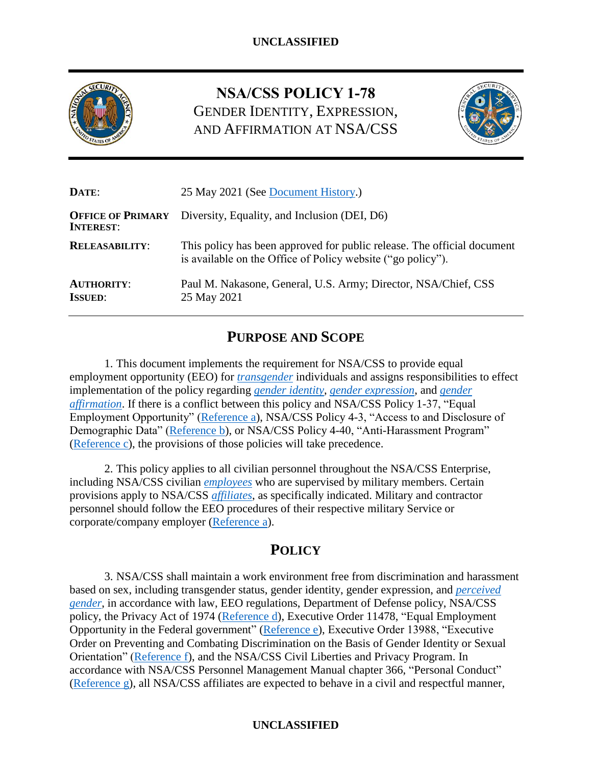# NSA/CSS POLICY 1-78

## GENDER IDENTITY, EXPRESSION, AND AFFIRMATION AT NSA/CSS

| | |
|---|---|
| **DATE**: | 25 May 2021 (See Document History.) |
| **OFFICE OF PRIMARY INTEREST**: | Diversity, Equality, and Inclusion (DEI, D6) |
| **RELEASABILITY**: | This policy has been approved for public release. The official document is available on the Office of Policy website ("go policy"). |
| **AUTHORITY**: | Paul M. Nakasone, General, U.S. Army; Director, NSA/Chief, CSS |
| **ISSUED**: | 25 May 2021 |

## PURPOSE AND SCOPE

1. This document implements the requirement for NSA/CSS to provide equal employment opportunity (EEO) for *transgender* individuals and assigns responsibilities to effect implementation of the policy regarding *gender identity*, *gender expression*, and *gender affirmation*. If there is a conflict between this policy and NSA/CSS Policy 1-37, "Equal Employment Opportunity" (Reference a), NSA/CSS Policy 4-3, "Access to and Disclosure of Demographic Data" (Reference b), or NSA/CSS Policy 4-40, "Anti-Harassment Program" (Reference c), the provisions of those policies will take precedence.

2. This policy applies to all civilian personnel throughout the NSA/CSS Enterprise, including NSA/CSS civilian *employees* who are supervised by military members. Certain provisions apply to NSA/CSS *affiliates*, as specifically indicated. Military and contractor personnel should follow the EEO procedures of their respective military Service or corporate/company employer (Reference a).

## POLICY

3. NSA/CSS shall maintain a work environment free from discrimination and harassment based on sex, including transgender status, gender identity, gender expression, and *perceived gender*, in accordance with law, EEO regulations, Department of Defense policy, NSA/CSS policy, the Privacy Act of 1974 (Reference d), Executive Order 11478, "Equal Employment Opportunity in the Federal government" (Reference e), Executive Order 13988, "Executive Order on Preventing and Combating Discrimination on the Basis of Gender Identity or Sexual Orientation" (Reference f), and the NSA/CSS Civil Liberties and Privacy Program. In accordance with NSA/CSS Personnel Management Manual chapter 366, "Personal Conduct" (Reference g), all NSA/CSS affiliates are expected to behave in a civil and respectful manner,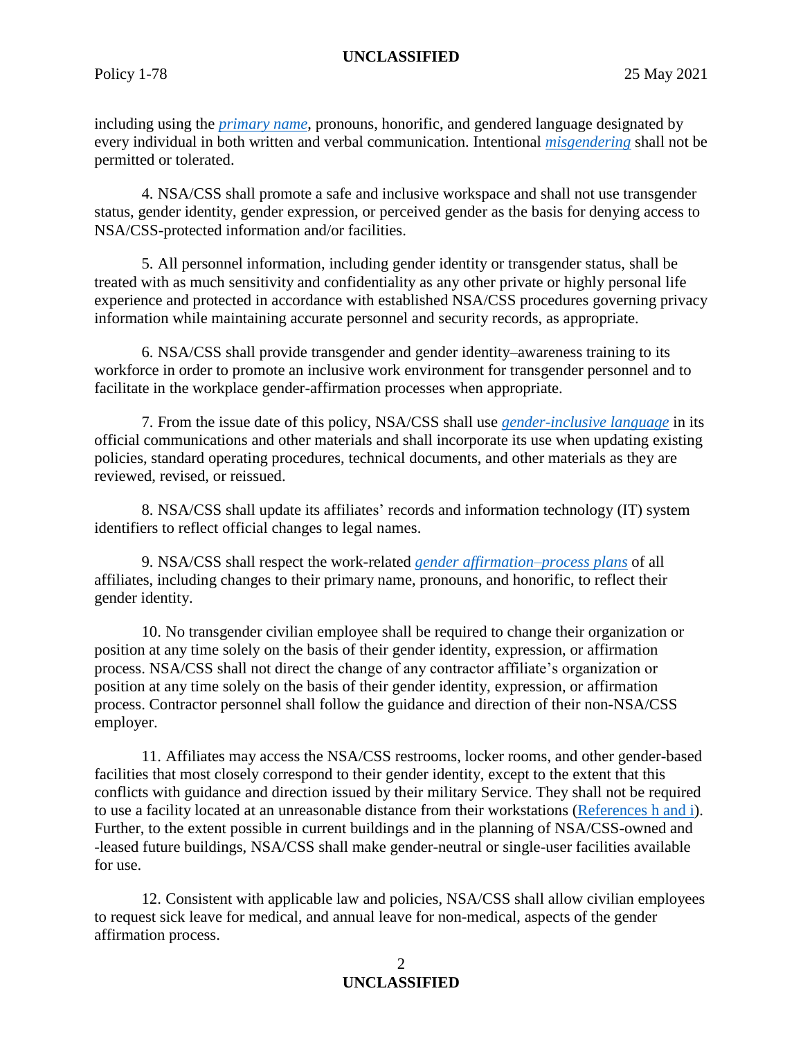including using the *primary name*, pronouns, honorific, and gendered language designated by every individual in both written and verbal communication. Intentional *misgendering* shall not be permitted or tolerated.

4. NSA/CSS shall promote a safe and inclusive workspace and shall not use transgender status, gender identity, gender expression, or perceived gender as the basis for denying access to NSA/CSS-protected information and/or facilities.

5. All personnel information, including gender identity or transgender status, shall be treated with as much sensitivity and confidentiality as any other private or highly personal life experience and protected in accordance with established NSA/CSS procedures governing privacy information while maintaining accurate personnel and security records, as appropriate.

6. NSA/CSS shall provide transgender and gender identity–awareness training to its workforce in order to promote an inclusive work environment for transgender personnel and to facilitate in the workplace gender-affirmation processes when appropriate.

7. From the issue date of this policy, NSA/CSS shall use *gender-inclusive language* in its official communications and other materials and shall incorporate its use when updating existing policies, standard operating procedures, technical documents, and other materials as they are reviewed, revised, or reissued.

8. NSA/CSS shall update its affiliates' records and information technology (IT) system identifiers to reflect official changes to legal names.

9. NSA/CSS shall respect the work-related *gender affirmation–process plans* of all affiliates, including changes to their primary name, pronouns, and honorific, to reflect their gender identity.

10. No transgender civilian employee shall be required to change their organization or position at any time solely on the basis of their gender identity, expression, or affirmation process. NSA/CSS shall not direct the change of any contractor affiliate's organization or position at any time solely on the basis of their gender identity, expression, or affirmation process. Contractor personnel shall follow the guidance and direction of their non-NSA/CSS employer.

11. Affiliates may access the NSA/CSS restrooms, locker rooms, and other gender-based facilities that most closely correspond to their gender identity, except to the extent that this conflicts with guidance and direction issued by their military Service. They shall not be required to use a facility located at an unreasonable distance from their workstations (References h and i). Further, to the extent possible in current buildings and in the planning of NSA/CSS-owned and -leased future buildings, NSA/CSS shall make gender-neutral or single-user facilities available for use.

12. Consistent with applicable law and policies, NSA/CSS shall allow civilian employees to request sick leave for medical, and annual leave for non-medical, aspects of the gender affirmation process.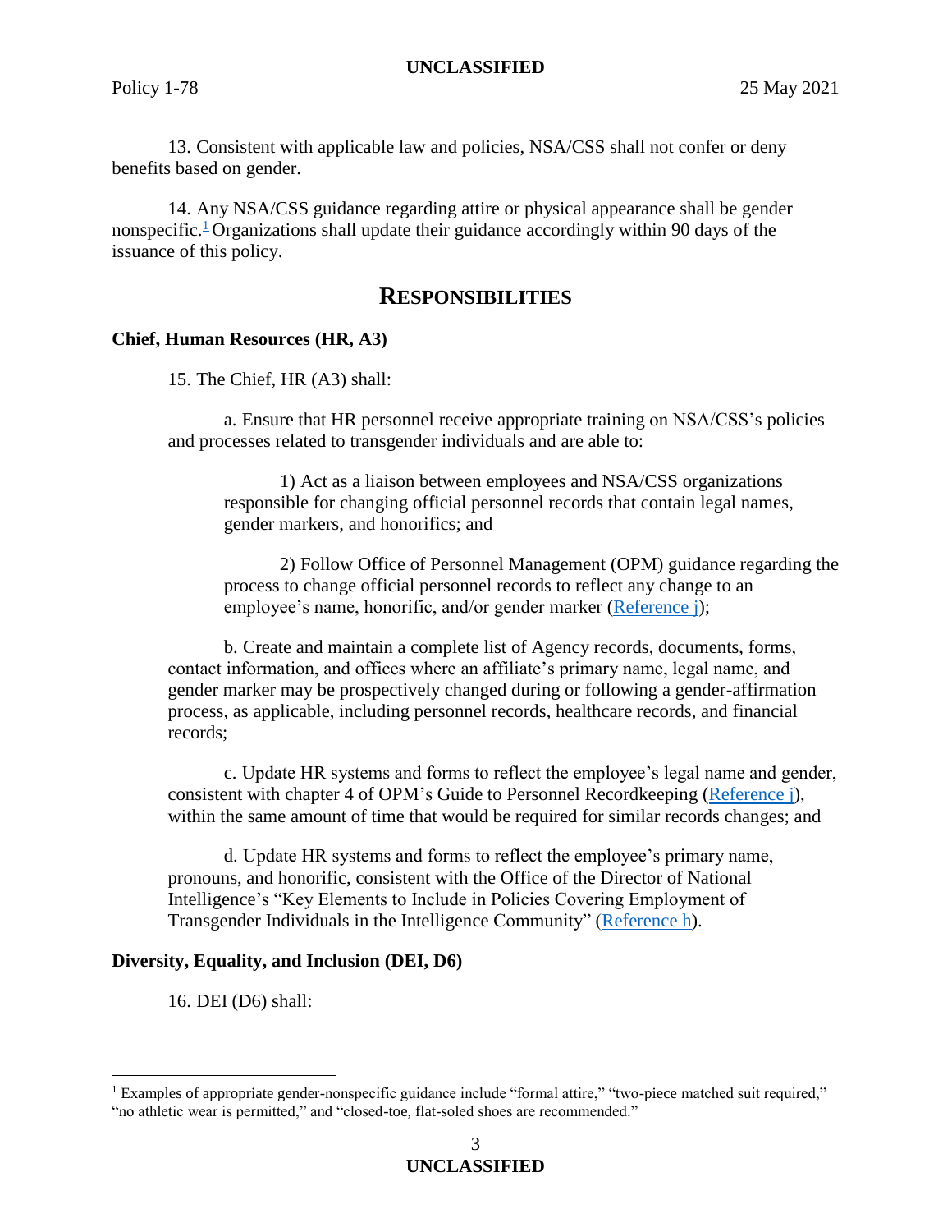13. Consistent with applicable law and policies, NSA/CSS shall not confer or deny benefits based on gender.

14. Any NSA/CSS guidance regarding attire or physical appearance shall be gender nonspecific.[1] Organizations shall update their guidance accordingly within 90 days of the issuance of this policy.

## RESPONSIBILITIES

**Chief, Human Resources (HR, A3)**

15. The Chief, HR (A3) shall:

a. Ensure that HR personnel receive appropriate training on NSA/CSS's policies and processes related to transgender individuals and are able to:

1) Act as a liaison between employees and NSA/CSS organizations responsible for changing official personnel records that contain legal names, gender markers, and honorifics; and

2) Follow Office of Personnel Management (OPM) guidance regarding the process to change official personnel records to reflect any change to an employee's name, honorific, and/or gender marker (Reference j);

b. Create and maintain a complete list of Agency records, documents, forms, contact information, and offices where an affiliate's primary name, legal name, and gender marker may be prospectively changed during or following a gender-affirmation process, as applicable, including personnel records, healthcare records, and financial records;

c. Update HR systems and forms to reflect the employee's legal name and gender, consistent with chapter 4 of OPM's Guide to Personnel Recordkeeping (Reference j), within the same amount of time that would be required for similar records changes; and

d. Update HR systems and forms to reflect the employee's primary name, pronouns, and honorific, consistent with the Office of the Director of National Intelligence's "Key Elements to Include in Policies Covering Employment of Transgender Individuals in the Intelligence Community" (Reference h).

**Diversity, Equality, and Inclusion (DEI, D6)**

16. DEI (D6) shall:

[1] Examples of appropriate gender-nonspecific guidance include "formal attire," "two-piece matched suit required," "no athletic wear is permitted," and "closed-toe, flat-soled shoes are recommended."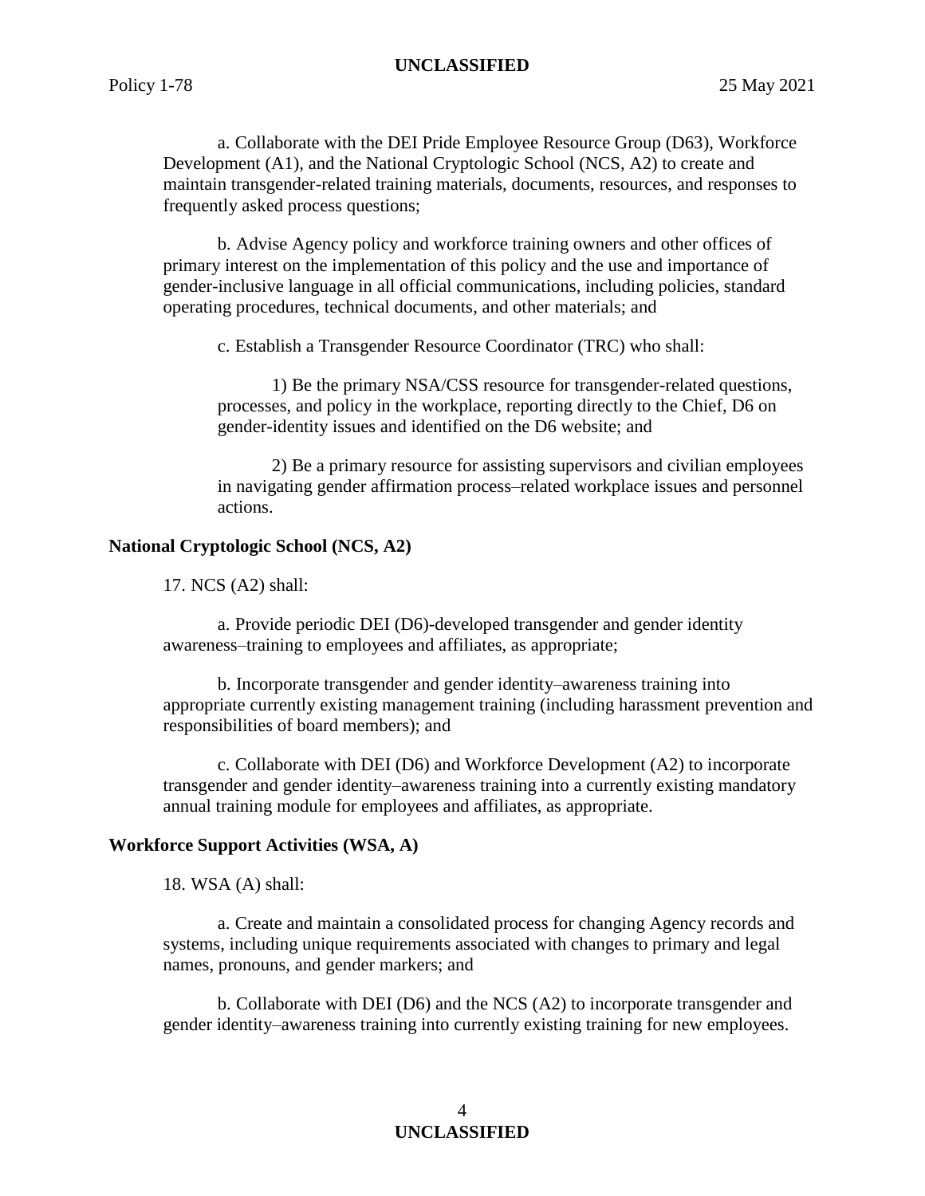a. Collaborate with the DEI Pride Employee Resource Group (D63), Workforce Development (A1), and the National Cryptologic School (NCS, A2) to create and maintain transgender-related training materials, documents, resources, and responses to frequently asked process questions;

b. Advise Agency policy and workforce training owners and other offices of primary interest on the implementation of this policy and the use and importance of gender-inclusive language in all official communications, including policies, standard operating procedures, technical documents, and other materials; and

c. Establish a Transgender Resource Coordinator (TRC) who shall:

1) Be the primary NSA/CSS resource for transgender-related questions, processes, and policy in the workplace, reporting directly to the Chief, D6 on gender-identity issues and identified on the D6 website; and

2) Be a primary resource for assisting supervisors and civilian employees in navigating gender affirmation process–related workplace issues and personnel actions.

**National Cryptologic School (NCS, A2)**

17. NCS (A2) shall:

a. Provide periodic DEI (D6)-developed transgender and gender identity awareness–training to employees and affiliates, as appropriate;

b. Incorporate transgender and gender identity–awareness training into appropriate currently existing management training (including harassment prevention and responsibilities of board members); and

c. Collaborate with DEI (D6) and Workforce Development (A2) to incorporate transgender and gender identity–awareness training into a currently existing mandatory annual training module for employees and affiliates, as appropriate.

**Workforce Support Activities (WSA, A)**

18. WSA (A) shall:

a. Create and maintain a consolidated process for changing Agency records and systems, including unique requirements associated with changes to primary and legal names, pronouns, and gender markers; and

b. Collaborate with DEI (D6) and the NCS (A2) to incorporate transgender and gender identity–awareness training into currently existing training for new employees.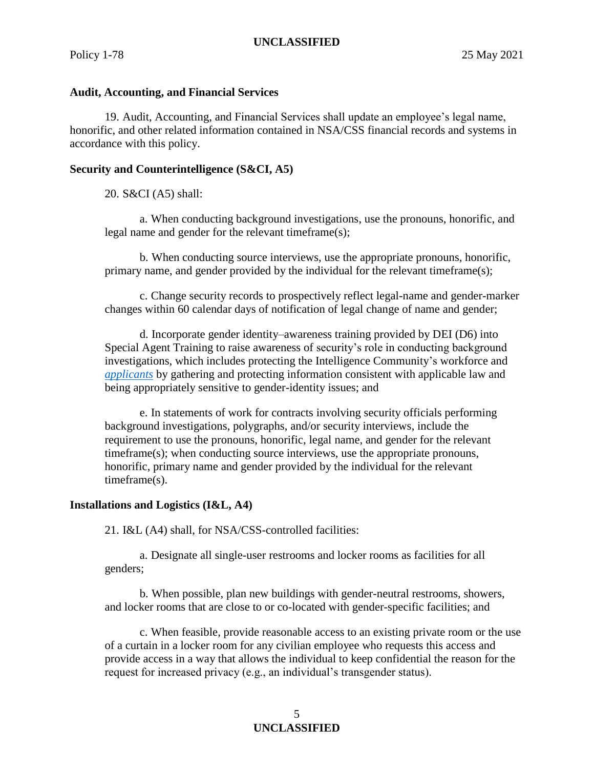**Audit, Accounting, and Financial Services**

19. Audit, Accounting, and Financial Services shall update an employee's legal name, honorific, and other related information contained in NSA/CSS financial records and systems in accordance with this policy.

**Security and Counterintelligence (S&CI, A5)**

20. S&CI (A5) shall:

a. When conducting background investigations, use the pronouns, honorific, and legal name and gender for the relevant timeframe(s);

b. When conducting source interviews, use the appropriate pronouns, honorific, primary name, and gender provided by the individual for the relevant timeframe(s);

c. Change security records to prospectively reflect legal-name and gender-marker changes within 60 calendar days of notification of legal change of name and gender;

d. Incorporate gender identity–awareness training provided by DEI (D6) into Special Agent Training to raise awareness of security's role in conducting background investigations, which includes protecting the Intelligence Community's workforce and *applicants* by gathering and protecting information consistent with applicable law and being appropriately sensitive to gender-identity issues; and

e. In statements of work for contracts involving security officials performing background investigations, polygraphs, and/or security interviews, include the requirement to use the pronouns, honorific, legal name, and gender for the relevant timeframe(s); when conducting source interviews, use the appropriate pronouns, honorific, primary name and gender provided by the individual for the relevant timeframe(s).

**Installations and Logistics (I&L, A4)**

21. I&L (A4) shall, for NSA/CSS-controlled facilities:

a. Designate all single-user restrooms and locker rooms as facilities for all genders;

b. When possible, plan new buildings with gender-neutral restrooms, showers, and locker rooms that are close to or co-located with gender-specific facilities; and

c. When feasible, provide reasonable access to an existing private room or the use of a curtain in a locker room for any civilian employee who requests this access and provide access in a way that allows the individual to keep confidential the reason for the request for increased privacy (e.g., an individual's transgender status).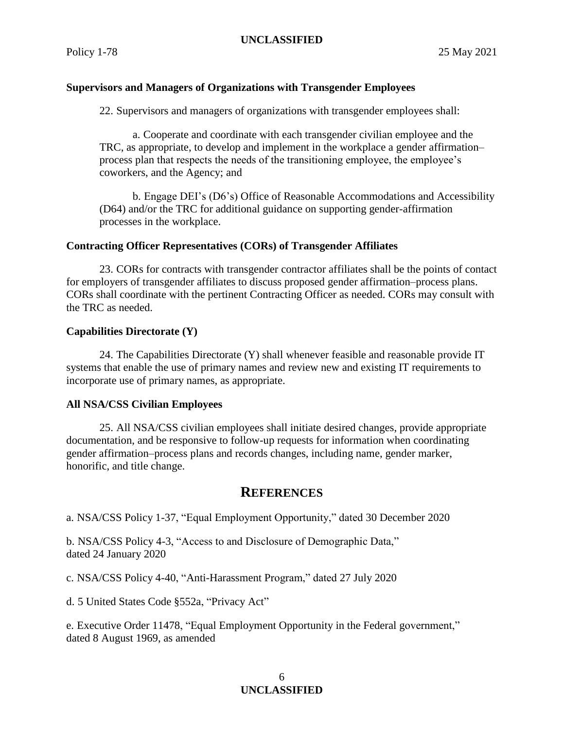**Supervisors and Managers of Organizations with Transgender Employees**

22. Supervisors and managers of organizations with transgender employees shall:

a. Cooperate and coordinate with each transgender civilian employee and the TRC, as appropriate, to develop and implement in the workplace a gender affirmation–process plan that respects the needs of the transitioning employee, the employee's coworkers, and the Agency; and

b. Engage DEI's (D6's) Office of Reasonable Accommodations and Accessibility (D64) and/or the TRC for additional guidance on supporting gender-affirmation processes in the workplace.

**Contracting Officer Representatives (CORs) of Transgender Affiliates**

23. CORs for contracts with transgender contractor affiliates shall be the points of contact for employers of transgender affiliates to discuss proposed gender affirmation–process plans. CORs shall coordinate with the pertinent Contracting Officer as needed. CORs may consult with the TRC as needed.

**Capabilities Directorate (Y)**

24. The Capabilities Directorate (Y) shall whenever feasible and reasonable provide IT systems that enable the use of primary names and review new and existing IT requirements to incorporate use of primary names, as appropriate.

**All NSA/CSS Civilian Employees**

25. All NSA/CSS civilian employees shall initiate desired changes, provide appropriate documentation, and be responsive to follow-up requests for information when coordinating gender affirmation–process plans and records changes, including name, gender marker, honorific, and title change.

## References

a. NSA/CSS Policy 1-37, "Equal Employment Opportunity," dated 30 December 2020

b. NSA/CSS Policy 4-3, "Access to and Disclosure of Demographic Data," dated 24 January 2020

c. NSA/CSS Policy 4-40, "Anti-Harassment Program," dated 27 July 2020

d. 5 United States Code §552a, "Privacy Act"

e. Executive Order 11478, "Equal Employment Opportunity in the Federal government," dated 8 August 1969, as amended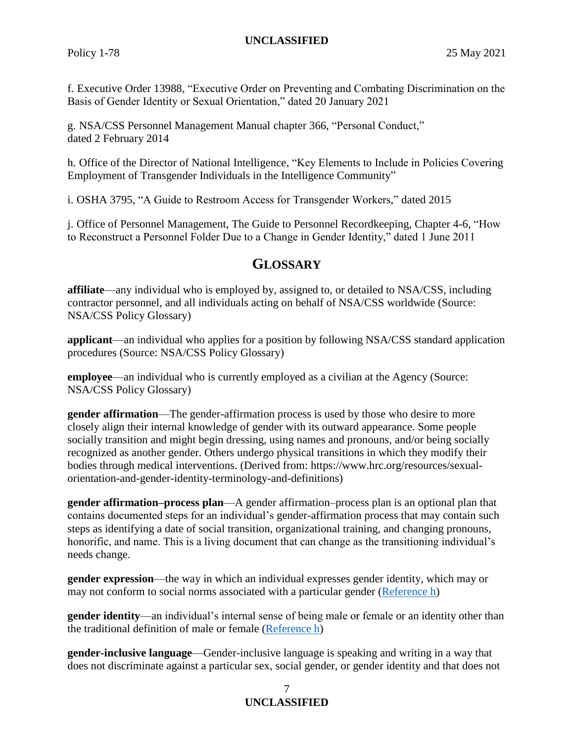f. Executive Order 13988, "Executive Order on Preventing and Combating Discrimination on the Basis of Gender Identity or Sexual Orientation," dated 20 January 2021

g. NSA/CSS Personnel Management Manual chapter 366, "Personal Conduct," dated 2 February 2014

h. Office of the Director of National Intelligence, "Key Elements to Include in Policies Covering Employment of Transgender Individuals in the Intelligence Community"

i. OSHA 3795, "A Guide to Restroom Access for Transgender Workers," dated 2015

j. Office of Personnel Management, The Guide to Personnel Recordkeeping, Chapter 4-6, "How to Reconstruct a Personnel Folder Due to a Change in Gender Identity," dated 1 June 2011

## GLOSSARY

**affiliate**—any individual who is employed by, assigned to, or detailed to NSA/CSS, including contractor personnel, and all individuals acting on behalf of NSA/CSS worldwide (Source: NSA/CSS Policy Glossary)

**applicant**—an individual who applies for a position by following NSA/CSS standard application procedures (Source: NSA/CSS Policy Glossary)

**employee**—an individual who is currently employed as a civilian at the Agency (Source: NSA/CSS Policy Glossary)

**gender affirmation**—The gender-affirmation process is used by those who desire to more closely align their internal knowledge of gender with its outward appearance. Some people socially transition and might begin dressing, using names and pronouns, and/or being socially recognized as another gender. Others undergo physical transitions in which they modify their bodies through medical interventions. (Derived from: https://www.hrc.org/resources/sexual-orientation-and-gender-identity-terminology-and-definitions)

**gender affirmation–process plan**—A gender affirmation–process plan is an optional plan that contains documented steps for an individual's gender-affirmation process that may contain such steps as identifying a date of social transition, organizational training, and changing pronouns, honorific, and name. This is a living document that can change as the transitioning individual's needs change.

**gender expression**—the way in which an individual expresses gender identity, which may or may not conform to social norms associated with a particular gender (Reference h)

**gender identity**—an individual's internal sense of being male or female or an identity other than the traditional definition of male or female (Reference h)

**gender-inclusive language**—Gender-inclusive language is speaking and writing in a way that does not discriminate against a particular sex, social gender, or gender identity and that does not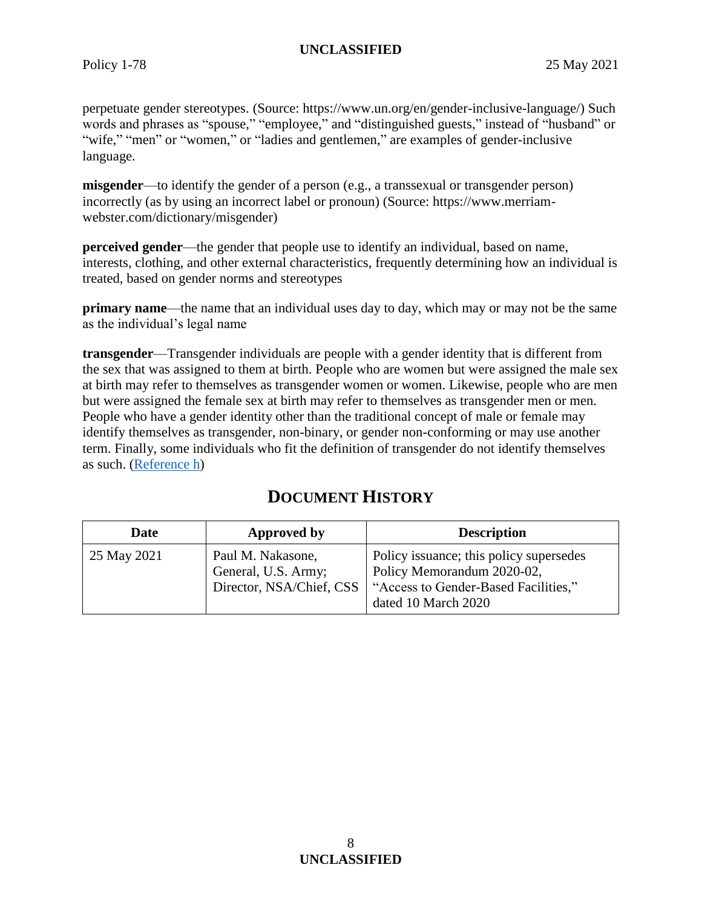perpetuate gender stereotypes. (Source: https://www.un.org/en/gender-inclusive-language/) Such words and phrases as “spouse,” “employee,” and “distinguished guests,” instead of “husband” or “wife,” “men” or “women,” or “ladies and gentlemen,” are examples of gender-inclusive language.

**misgender**—to identify the gender of a person (e.g., a transsexual or transgender person) incorrectly (as by using an incorrect label or pronoun) (Source: https://www.merriam-webster.com/dictionary/misgender)

**perceived gender**—the gender that people use to identify an individual, based on name, interests, clothing, and other external characteristics, frequently determining how an individual is treated, based on gender norms and stereotypes

**primary name**—the name that an individual uses day to day, which may or may not be the same as the individual’s legal name

**transgender**—Transgender individuals are people with a gender identity that is different from the sex that was assigned to them at birth. People who are women but were assigned the male sex at birth may refer to themselves as transgender women or women. Likewise, people who are men but were assigned the female sex at birth may refer to themselves as transgender men or men. People who have a gender identity other than the traditional concept of male or female may identify themselves as transgender, non-binary, or gender non-conforming or may use another term. Finally, some individuals who fit the definition of transgender do not identify themselves as such. (Reference h)

## DOCUMENT HISTORY

| Date | Approved by | Description |
|---|---|---|
| 25 May 2021 | Paul M. Nakasone, General, U.S. Army; Director, NSA/Chief, CSS | Policy issuance; this policy supersedes Policy Memorandum 2020-02, “Access to Gender-Based Facilities,” dated 10 March 2020 |